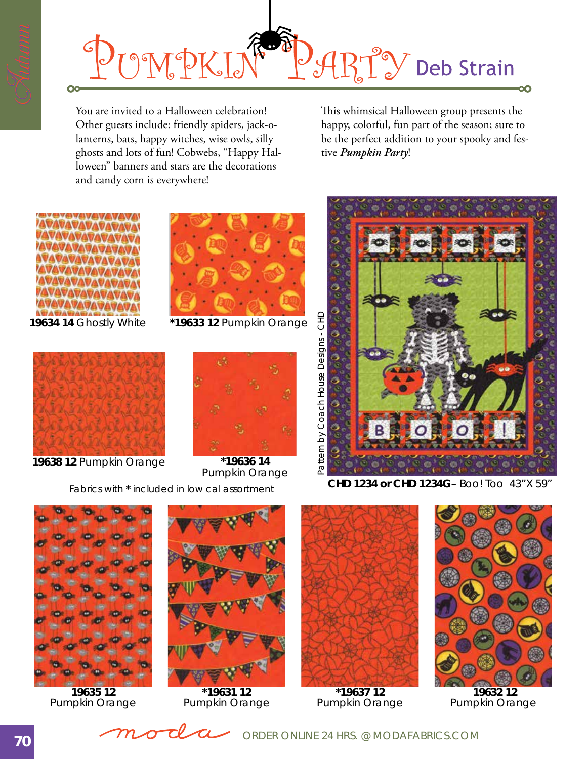# Pumpkin Party Deb Strain

You are invited to a Halloween celebration! Other guests include: friendly spiders, jack-o-lanterns, bats, happy witches, wise owls, silly ghosts and lots of fun! Cobwebs, "Happy Halloween" banners and stars are the decorations and candy corn is everywhere!

This whimsical Halloween group presents the happy, colorful, fun part of the season; sure to be the perfect addition to your spooky and festive ***Pumpkin Party***!

**19634 14** Ghostly White

***19633 12** Pumpkin Orange

**19638 12** Pumpkin Orange

***19636 14** Pumpkin Orange

Fabrics with * included in low cal assortment

Pattern by Coach House Designs - CHD

**CHD 1234 or CHD 1234G** – Boo! Too 43"X 59"

**19635 12** Pumpkin Orange

***19631 12** Pumpkin Orange

***19637 12** Pumpkin Orange

**19632 12** Pumpkin Orange

moda ORDER ONLINE 24 HRS. @ MODAFABRICS.COM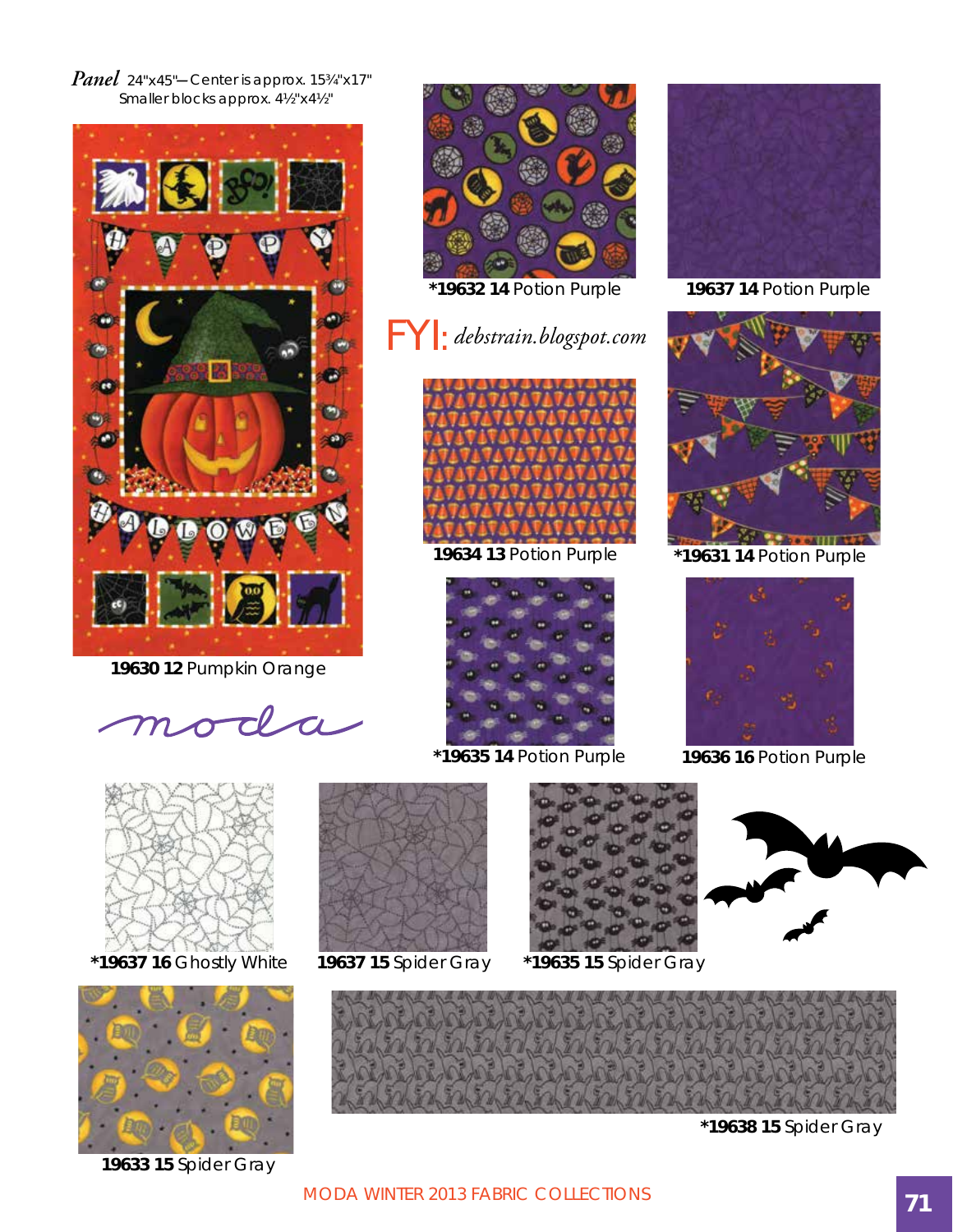*Panel* 24"x45"—Center is approx. 15¾"x17"
Smaller blocks approx. 4½"x4½"

**19630 12** Pumpkin Orange

moda

***19632 14** Potion Purple

**19637 14** Potion Purple

FYI: *debstrain.blogspot.com*

**19634 13** Potion Purple

***19631 14** Potion Purple

***19635 14** Potion Purple

**19636 16** Potion Purple

***19637 16** Ghostly White

**19637 15** Spider Gray

***19635 15** Spider Gray

**19633 15** Spider Gray

***19638 15** Spider Gray

MODA WINTER 2013 FABRIC COLLECTIONS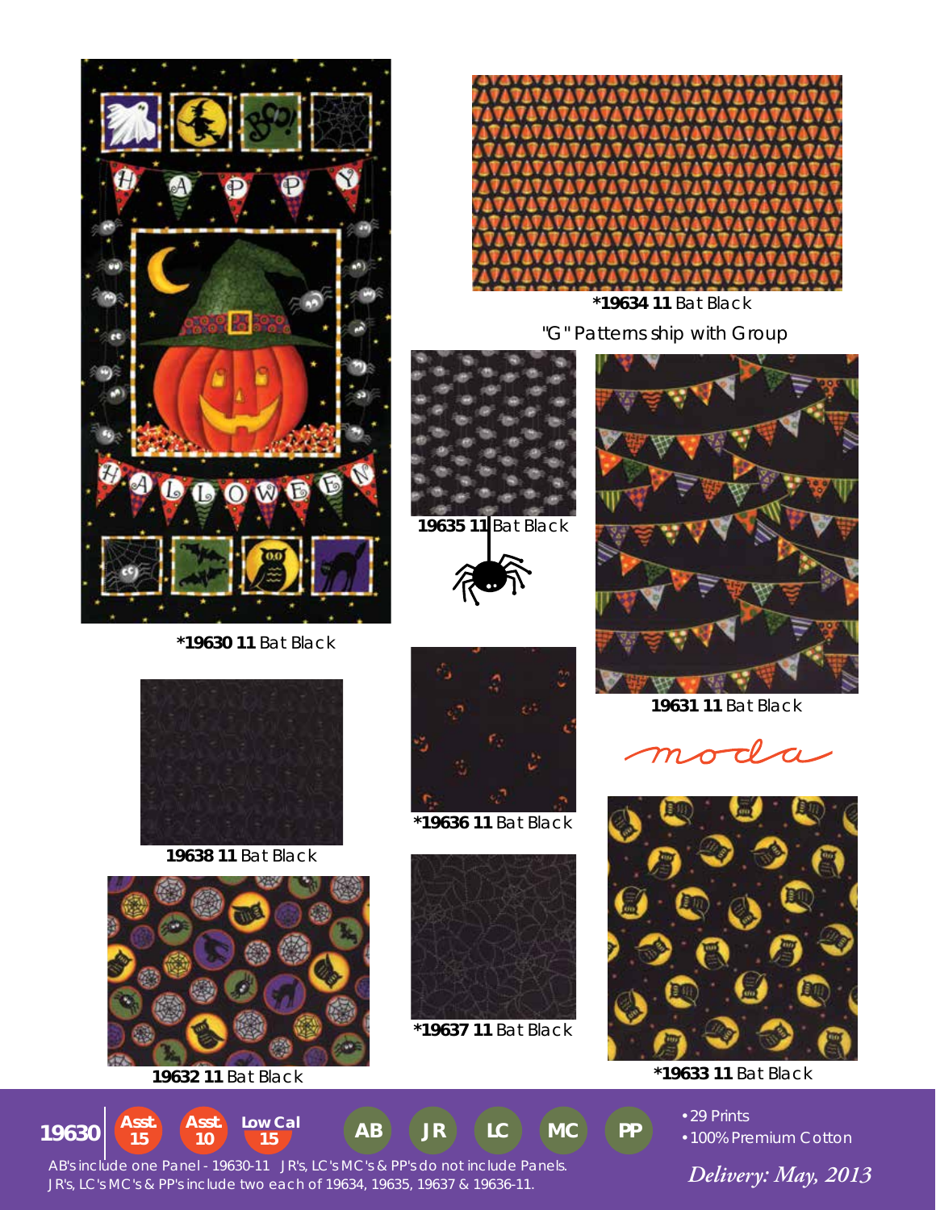***19630 11** Bat Black

***19634 11** Bat Black

"G" Patterns ship with Group

**19635 11** Bat Black

**19631 11** Bat Black

moda

**19638 11** Bat Black

***19636 11** Bat Black

**19632 11** Bat Black

***19637 11** Bat Black

***19633 11** Bat Black

**19630** | Asst. 15 | Asst. 10 | Low Cal 15 | AB | JR | LC | MC | PP

- 29 Prints
- 100% Premium Cotton

AB's include one Panel - 19630-11 JR's, LC's MC's & PP's do not include Panels.
JR's, LC's MC's & PP's include two each of 19634, 19635, 19637 & 19636-11.

*Delivery: May, 2013*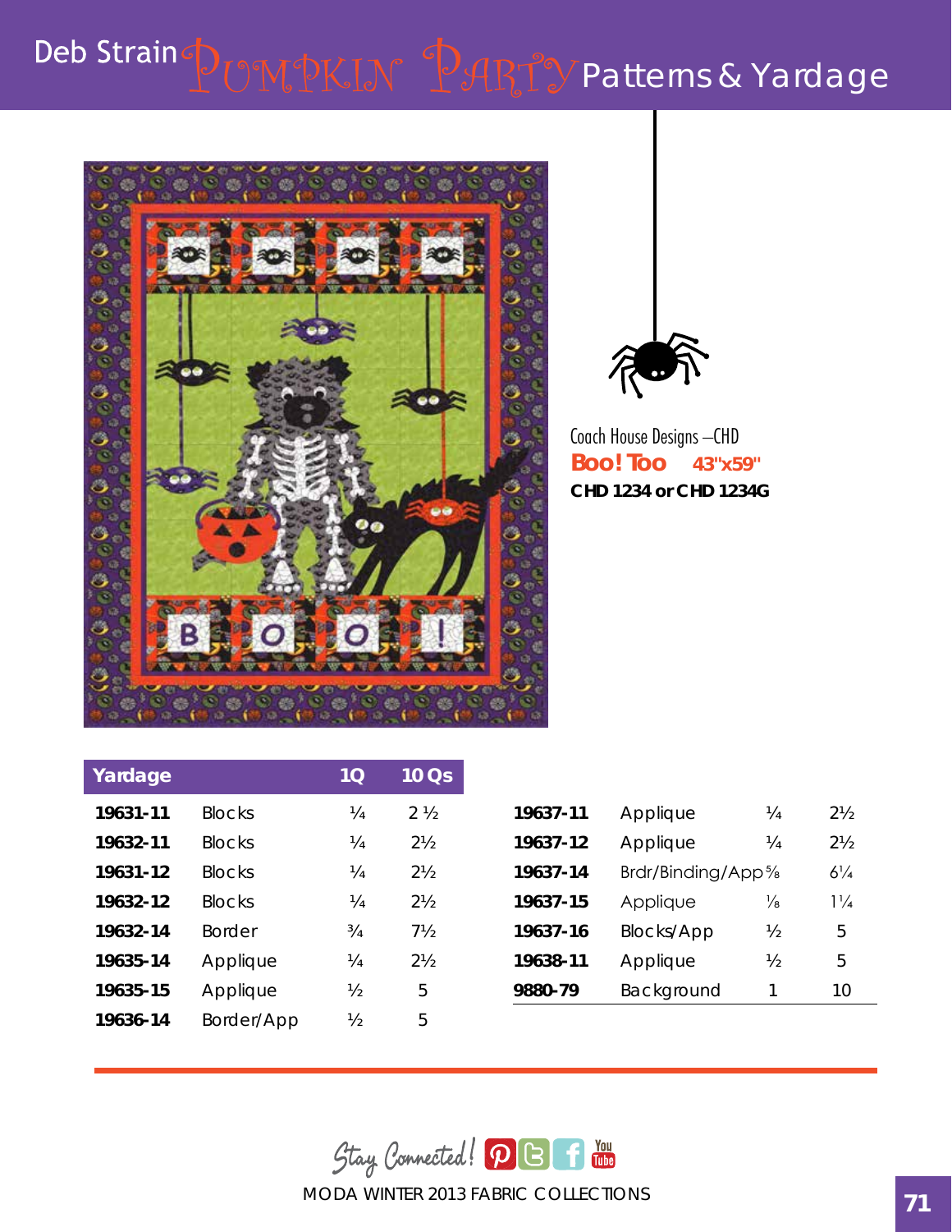# Deb Strain PUMPKIN PARTY Patterns & Yardage

Coach House Designs –CHD

**Boo! Too** 43"x59"

**CHD 1234 or CHD 1234G**

| Yardage | | 1Q | 10 Qs |
|---|---|---|---|
| **19631-11** | Blocks | ¼ | 2 ½ |
| **19632-11** | Blocks | ¼ | 2½ |
| **19631-12** | Blocks | ¼ | 2½ |
| **19632-12** | Blocks | ¼ | 2½ |
| **19632-14** | Border | ¾ | 7½ |
| **19635-14** | Applique | ¼ | 2½ |
| **19635-15** | Applique | ½ | 5 |
| **19636-14** | Border/App | ½ | 5 |
| **19637-11** | Applique | ¼ | 2½ |
| **19637-12** | Applique | ¼ | 2½ |
| **19637-14** | Brdr/Binding/App | ⅝ | 6¼ |
| **19637-15** | Applique | ⅛ | 1¼ |
| **19637-16** | Blocks/App | ½ | 5 |
| **19638-11** | Applique | ½ | 5 |
| **9880-79** | Background | 1 | 10 |

Stay Connected!

MODA WINTER 2013 FABRIC COLLECTIONS